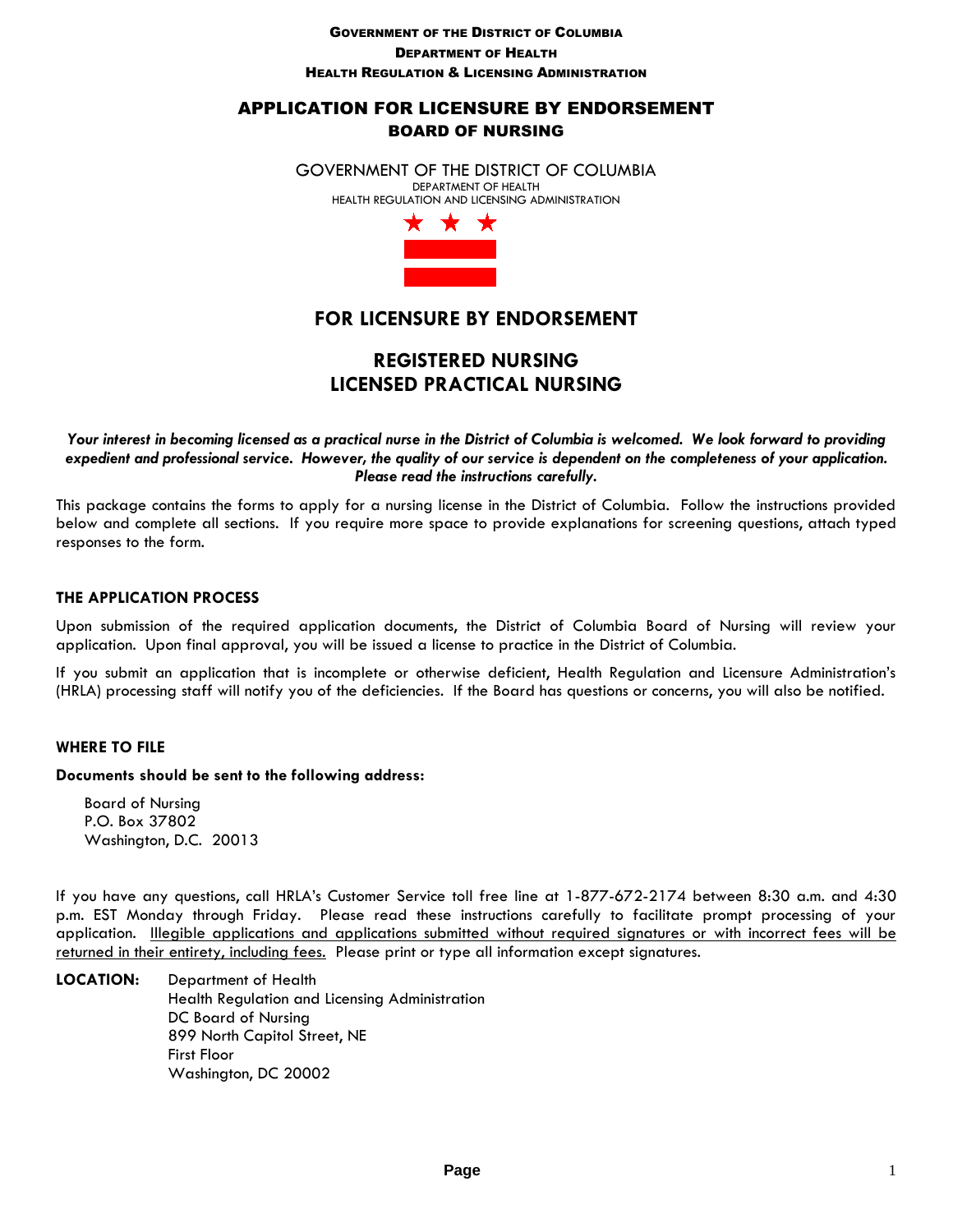**GOVERNMENT OF THE DISTRICT OF COLUMBIA**
**DEPARTMENT OF HEALTH**
**HEALTH REGULATION & LICENSING ADMINISTRATION**

# APPLICATION FOR LICENSURE BY ENDORSEMENT
## BOARD OF NURSING

GOVERNMENT OF THE DISTRICT OF COLUMBIA
DEPARTMENT OF HEALTH
HEALTH REGULATION AND LICENSING ADMINISTRATION

## FOR LICENSURE BY ENDORSEMENT

## REGISTERED NURSING
## LICENSED PRACTICAL NURSING

***Your interest in becoming licensed as a practical nurse in the District of Columbia is welcomed. We look forward to providing expedient and professional service. However, the quality of our service is dependent on the completeness of your application. Please read the instructions carefully.***

This package contains the forms to apply for a nursing license in the District of Columbia. Follow the instructions provided below and complete all sections. If you require more space to provide explanations for screening questions, attach typed responses to the form.

### THE APPLICATION PROCESS

Upon submission of the required application documents, the District of Columbia Board of Nursing will review your application. Upon final approval, you will be issued a license to practice in the District of Columbia.

If you submit an application that is incomplete or otherwise deficient, Health Regulation and Licensure Administration's (HRLA) processing staff will notify you of the deficiencies. If the Board has questions or concerns, you will also be notified.

### WHERE TO FILE

**Documents should be sent to the following address:**

Board of Nursing
P.O. Box 37802
Washington, D.C. 20013

If you have any questions, call HRLA's Customer Service toll free line at 1-877-672-2174 between 8:30 a.m. and 4:30 p.m. EST Monday through Friday. Please read these instructions carefully to facilitate prompt processing of your application. Illegible applications and applications submitted without required signatures or with incorrect fees will be returned in their entirety, including fees. Please print or type all information except signatures.

**LOCATION:** Department of Health
Health Regulation and Licensing Administration
DC Board of Nursing
899 North Capitol Street, NE
First Floor
Washington, DC 20002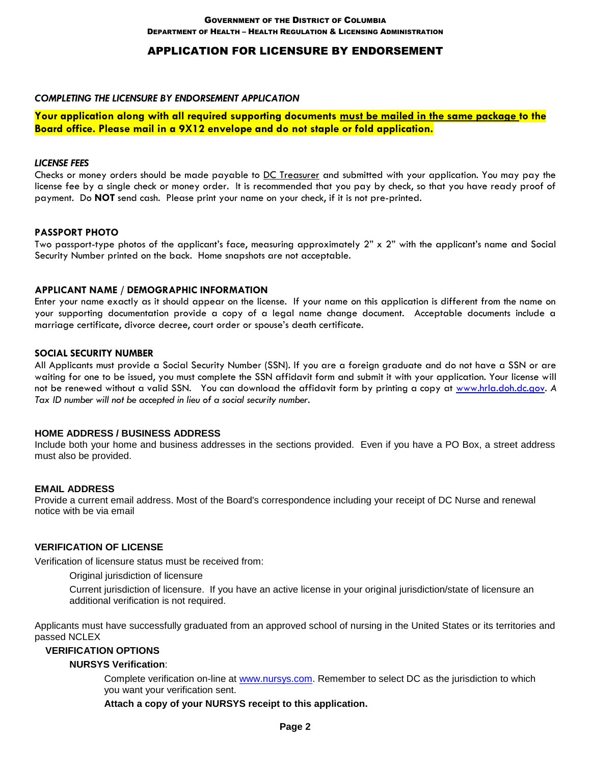GOVERNMENT OF THE DISTRICT OF COLUMBIA

DEPARTMENT OF HEALTH – HEALTH REGULATION & LICENSING ADMINISTRATION

# APPLICATION FOR LICENSURE BY ENDORSEMENT

### *COMPLETING THE LICENSURE BY ENDORSEMENT APPLICATION*

**Your application along with all required supporting documents must be mailed in the same package to the Board office. Please mail in a 9X12 envelope and do not staple or fold application.**

### *LICENSE FEES*

Checks or money orders should be made payable to DC Treasurer and submitted with your application. You may pay the license fee by a single check or money order. It is recommended that you pay by check, so that you have ready proof of payment. Do **NOT** send cash. Please print your name on your check, if it is not pre-printed.

### PASSPORT PHOTO

Two passport-type photos of the applicant's face, measuring approximately 2" x 2" with the applicant's name and Social Security Number printed on the back. Home snapshots are not acceptable.

### APPLICANT NAME / DEMOGRAPHIC INFORMATION

Enter your name exactly as it should appear on the license. If your name on this application is different from the name on your supporting documentation provide a copy of a legal name change document. Acceptable documents include a marriage certificate, divorce decree, court order or spouse's death certificate.

### SOCIAL SECURITY NUMBER

All Applicants must provide a Social Security Number (SSN). If you are a foreign graduate and do not have a SSN or are waiting for one to be issued, you must complete the SSN affidavit form and submit it with your application. Your license will not be renewed without a valid SSN. You can download the affidavit form by printing a copy at www.hrla.doh.dc.gov. *A Tax ID number will not be accepted in lieu of a social security number.*

### HOME ADDRESS / BUSINESS ADDRESS

Include both your home and business addresses in the sections provided. Even if you have a PO Box, a street address must also be provided.

### EMAIL ADDRESS

Provide a current email address. Most of the Board's correspondence including your receipt of DC Nurse and renewal notice with be via email

### VERIFICATION OF LICENSE

Verification of licensure status must be received from:

- Original jurisdiction of licensure
- Current jurisdiction of licensure. If you have an active license in your original jurisdiction/state of licensure an additional verification is not required.

Applicants must have successfully graduated from an approved school of nursing in the United States or its territories and passed NCLEX

**VERIFICATION OPTIONS**

**NURSYS Verification**:

Complete verification on-line at www.nursys.com. Remember to select DC as the jurisdiction to which you want your verification sent.

**Attach a copy of your NURSYS receipt to this application.**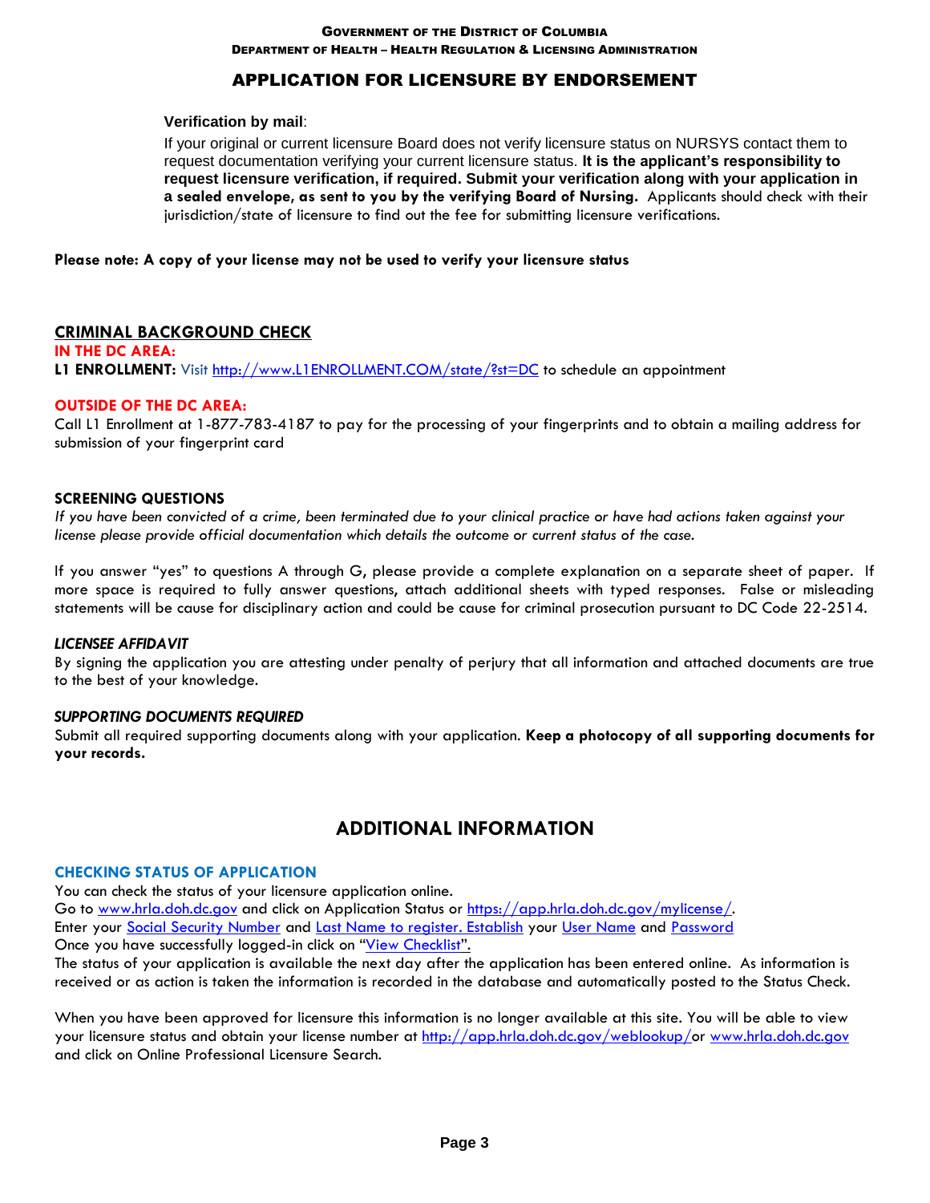GOVERNMENT OF THE DISTRICT OF COLUMBIA
DEPARTMENT OF HEALTH – HEALTH REGULATION & LICENSING ADMINISTRATION

# APPLICATION FOR LICENSURE BY ENDORSEMENT

**Verification by mail**:

If your original or current licensure Board does not verify licensure status on NURSYS contact them to request documentation verifying your current licensure status. **It is the applicant's responsibility to request licensure verification, if required. Submit your verification along with your application in a sealed envelope, as sent to you by the verifying Board of Nursing.** Applicants should check with their jurisdiction/state of licensure to find out the fee for submitting licensure verifications.

**Please note: A copy of your license may not be used to verify your licensure status**

## CRIMINAL BACKGROUND CHECK

**IN THE DC AREA:**

**L1 ENROLLMENT:** Visit [http://www.L1ENROLLMENT.COM/state/?st=DC](http://www.L1ENROLLMENT.COM/state/?st=DC) to schedule an appointment

**OUTSIDE OF THE DC AREA:**

Call L1 Enrollment at 1-877-783-4187 to pay for the processing of your fingerprints and to obtain a mailing address for submission of your fingerprint card

### SCREENING QUESTIONS

*If you have been convicted of a crime, been terminated due to your clinical practice or have had actions taken against your license please provide official documentation which details the outcome or current status of the case.*

If you answer "yes" to questions A through G, please provide a complete explanation on a separate sheet of paper. If more space is required to fully answer questions, attach additional sheets with typed responses. False or misleading statements will be cause for disciplinary action and could be cause for criminal prosecution pursuant to DC Code 22-2514.

### *LICENSEE AFFIDAVIT*

By signing the application you are attesting under penalty of perjury that all information and attached documents are true to the best of your knowledge.

### *SUPPORTING DOCUMENTS REQUIRED*

Submit all required supporting documents along with your application. **Keep a photocopy of all supporting documents for your records.**

## ADDITIONAL INFORMATION

### CHECKING STATUS OF APPLICATION

You can check the status of your licensure application online.
Go to [www.hrla.doh.dc.gov](www.hrla.doh.dc.gov) and click on Application Status or [https://app.hrla.doh.dc.gov/mylicense/](https://app.hrla.doh.dc.gov/mylicense/).
Enter your Social Security Number and Last Name to register. Establish your User Name and Password
Once you have successfully logged-in click on "View Checklist".
The status of your application is available the next day after the application has been entered online. As information is received or as action is taken the information is recorded in the database and automatically posted to the Status Check.

When you have been approved for licensure this information is no longer available at this site. You will be able to view your licensure status and obtain your license number at [http://app.hrla.doh.dc.gov/weblookup/](http://app.hrla.doh.dc.gov/weblookup/) or [www.hrla.doh.dc.gov](www.hrla.doh.dc.gov) and click on Online Professional Licensure Search.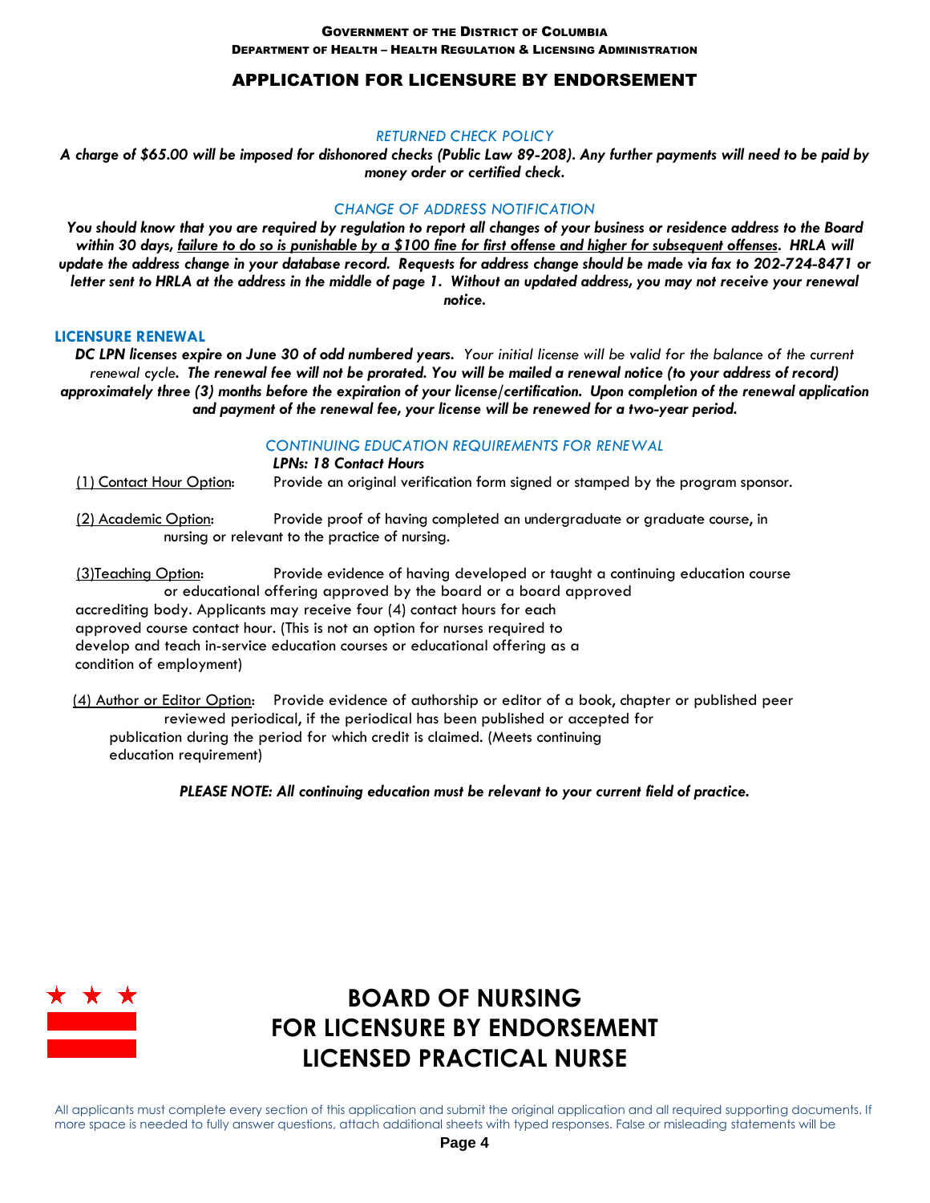GOVERNMENT OF THE DISTRICT OF COLUMBIA
DEPARTMENT OF HEALTH – HEALTH REGULATION & LICENSING ADMINISTRATION

# APPLICATION FOR LICENSURE BY ENDORSEMENT

### RETURNED CHECK POLICY

***A charge of $65.00 will be imposed for dishonored checks (Public Law 89-208). Any further payments will need to be paid by money order or certified check.***

### CHANGE OF ADDRESS NOTIFICATION

***You should know that you are required by regulation to report all changes of your business or residence address to the Board within 30 days, <u>failure to do so is punishable by a $100 fine for first offense and higher for subsequent offenses</u>. HRLA will update the address change in your database record. Requests for address change should be made via fax to 202-724-8471 or letter sent to HRLA at the address in the middle of page 1. Without an updated address, you may not receive your renewal notice.***

## LICENSURE RENEWAL

***DC LPN licenses expire on June 30 of odd numbered years.*** *Your initial license will be valid for the balance of the current renewal cycle.* ***The renewal fee will not be prorated. You will be mailed a renewal notice (to your address of record) approximately three (3) months before the expiration of your license/certification. Upon completion of the renewal application and payment of the renewal fee, your license will be renewed for a two-year period.***

### CONTINUING EDUCATION REQUIREMENTS FOR RENEWAL

***LPNs: 18 Contact Hours***

<u>(1) Contact Hour Option</u>: Provide an original verification form signed or stamped by the program sponsor.

<u>(2) Academic Option</u>: Provide proof of having completed an undergraduate or graduate course, in nursing or relevant to the practice of nursing.

<u>(3)Teaching Option</u>: Provide evidence of having developed or taught a continuing education course or educational offering approved by the board or a board approved accrediting body. Applicants may receive four (4) contact hours for each approved course contact hour. (This is not an option for nurses required to develop and teach in-service education courses or educational offering as a condition of employment)

<u>(4) Author or Editor Option</u>: Provide evidence of authorship or editor of a book, chapter or published peer reviewed periodical, if the periodical has been published or accepted for publication during the period for which credit is claimed. (Meets continuing education requirement)

***PLEASE NOTE: All continuing education must be relevant to your current field of practice.***

# BOARD OF NURSING
# FOR LICENSURE BY ENDORSEMENT
# LICENSED PRACTICAL NURSE

All applicants must complete every section of this application and submit the original application and all required supporting documents. If more space is needed to fully answer questions, attach additional sheets with typed responses. False or misleading statements will be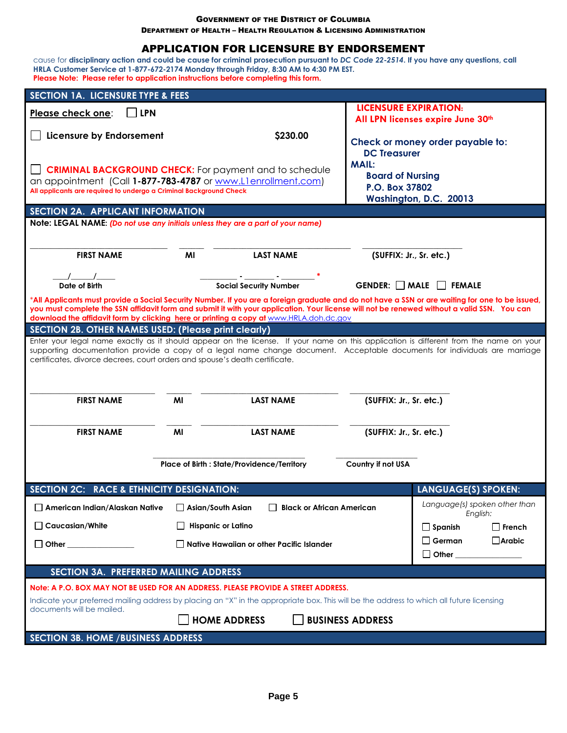**GOVERNMENT OF THE DISTRICT OF COLUMBIA**
**DEPARTMENT OF HEALTH – HEALTH REGULATION & LICENSING ADMINISTRATION**

# APPLICATION FOR LICENSURE BY ENDORSEMENT

cause for **disciplinary action and could be cause for criminal prosecution pursuant to** *DC Code 22-2514*. **If you have any questions, call HRLA Customer Service at 1-877-672-2174 Monday through Friday, 8:30 AM to 4:30 PM EST.**
**Please Note: Please refer to application instructions before completing this form.**

## SECTION 1A. LICENSURE TYPE & FEES

**Please check one**: ☐ **LPN**

☐ **Licensure by Endorsement** **$230.00**

☐ **CRIMINAL BACKGROUND CHECK:** For payment and to schedule an appointment (Call **1-877-783-4787** or www.L1enrollment.com)
**All applicants are required to undergo a Criminal Background Check**

**LICENSURE EXPIRATION:**
**All LPN licenses expire June 30th**

**Check or money order payable to:**
**DC Treasurer**
**MAIL:**
**Board of Nursing**
**P.O. Box 37802**
**Washington, D.C. 20013**

## SECTION 2A. APPLICANT INFORMATION

**Note: LEGAL NAME:** ***(Do not use any initials unless they are a part of your name)***

| FIRST NAME | MI | LAST NAME | (SUFFIX: Jr., Sr. etc.) |
|---|---|---|---|
| | | | |

| Date of Birth | Social Security Number * | GENDER: ☐ MALE ☐ FEMALE |
|---|---|---|
| ___/___/___ | ______ - ______ - ______ | |

**\*All Applicants must provide a Social Security Number. If you are a foreign graduate and do not have a SSN or are waiting for one to be issued, you must complete the SSN affidavit form and submit it with your application. Your license will not be renewed without a valid SSN. You can download the affidavit form by clicking here or printing a copy at www.HRLA.doh.dc.gov**

## SECTION 2B. OTHER NAMES USED: (Please print clearly)

Enter your legal name exactly as it should appear on the license. If your name on this application is different from the name on your supporting documentation provide a copy of a legal name change document. Acceptable documents for individuals are marriage certificates, divorce decrees, court orders and spouse's death certificate.

| FIRST NAME | MI | LAST NAME | (SUFFIX: Jr., Sr. etc.) |
|---|---|---|---|
| | | | |
| | | | |

| Place of Birth : State/Providence/Territory | Country if not USA |
|---|---|
| | |

## SECTION 2C: RACE & ETHNICITY DESIGNATION:

☐ American Indian/Alaskan Native ☐ Asian/South Asian ☐ Black or African American

☐ Caucasian/White ☐ Hispanic or Latino

☐ Other ________________ ☐ Native Hawaiian or other Pacific Islander

## LANGUAGE(S) SPOKEN:

*Language(s) spoken other than English:*

☐ Spanish ☐ French

☐ German ☐ Arabic

☐ Other ________________

## SECTION 3A. PREFERRED MAILING ADDRESS

**Note: A P.O. BOX MAY NOT BE USED FOR AN ADDRESS. PLEASE PROVIDE A STREET ADDRESS.**

Indicate your preferred mailing address by placing an "X" in the appropriate box. This will be the address to which all future licensing documents will be mailed.

☐ **HOME ADDRESS** ☐ **BUSINESS ADDRESS**

## SECTION 3B. HOME /BUSINESS ADDRESS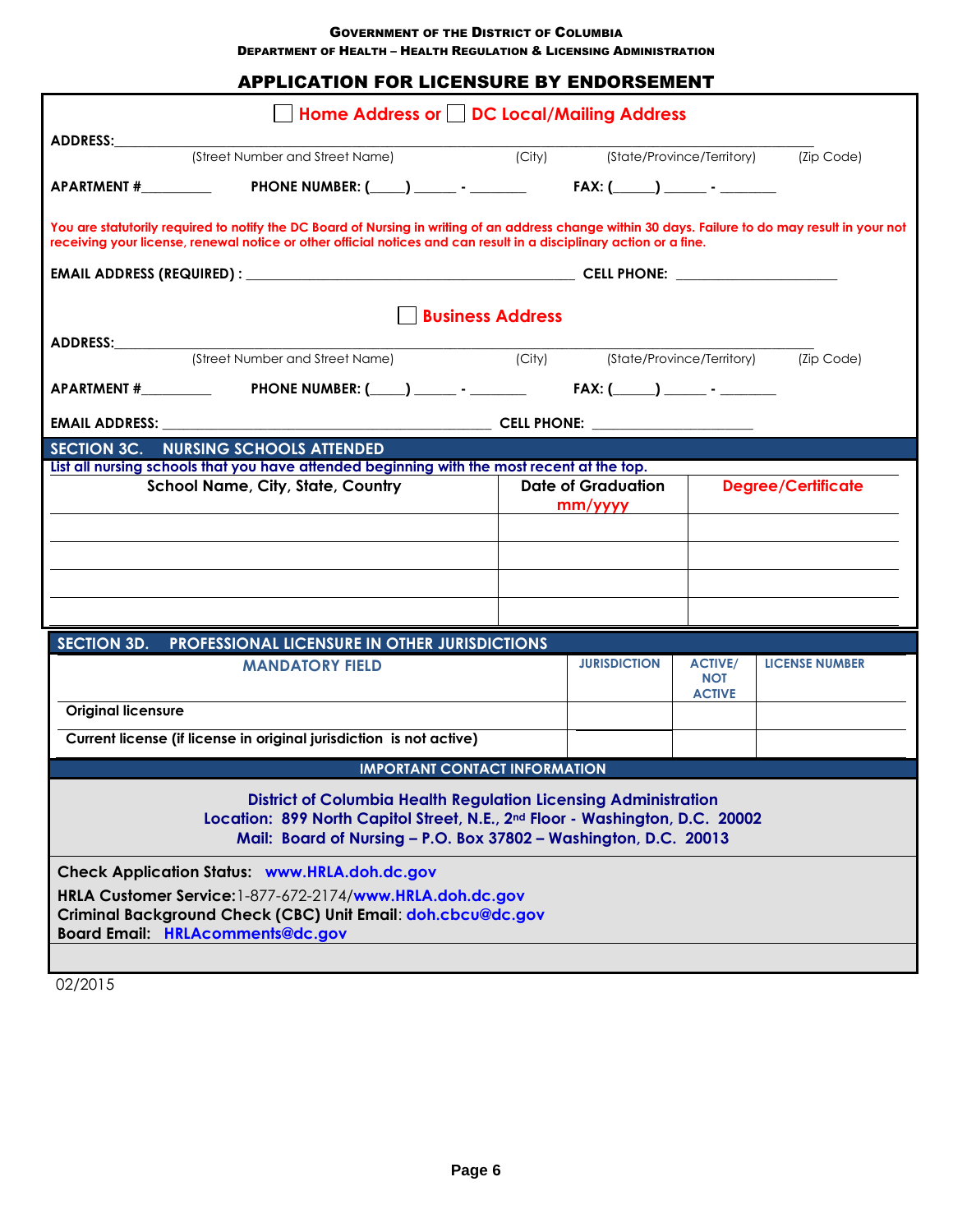GOVERNMENT OF THE DISTRICT OF COLUMBIA

DEPARTMENT OF HEALTH – HEALTH REGULATION & LICENSING ADMINISTRATION

# APPLICATION FOR LICENSURE BY ENDORSEMENT

☐ Home Address or ☐ DC Local/Mailing Address

ADDRESS: ______________________________________________________________________________
(Street Number and Street Name) (City) (State/Province/Territory) (Zip Code)

APARTMENT #_________ PHONE NUMBER: (____) _____ - _______ FAX: (_____) _____ - _______

You are statutorily required to notify the DC Board of Nursing in writing of an address change within 30 days. Failure to do may result in your not receiving your license, renewal notice or other official notices and can result in a disciplinary action or a fine.

EMAIL ADDRESS (REQUIRED) : _______________________________________ CELL PHONE: ____________________

☐ Business Address

ADDRESS: ______________________________________________________________________________
(Street Number and Street Name) (City) (State/Province/Territory) (Zip Code)

APARTMENT #_________ PHONE NUMBER: (____) _____ - _______ FAX: (_____) _____ - _______

EMAIL ADDRESS: _______________________________________ CELL PHONE: ____________________

## SECTION 3C. NURSING SCHOOLS ATTENDED

List all nursing schools that you have attended beginning with the most recent at the top.

| School Name, City, State, Country | Date of Graduation mm/yyyy | Degree/Certificate |
|---|---|---|
| | | |
| | | |
| | | |
| | | |

## SECTION 3D. PROFESSIONAL LICENSURE IN OTHER JURISDICTIONS

| MANDATORY FIELD | JURISDICTION | ACTIVE/ NOT ACTIVE | LICENSE NUMBER |
|---|---|---|---|
| Original licensure | | | |
| Current license (if license in original jurisdiction is not active) | | | |

## IMPORTANT CONTACT INFORMATION

**District of Columbia Health Regulation Licensing Administration**
**Location: 899 North Capitol Street, N.E., 2nd Floor - Washington, D.C. 20002**
**Mail: Board of Nursing – P.O. Box 37802 – Washington, D.C. 20013**

**Check Application Status:** www.HRLA.doh.dc.gov

**HRLA Customer Service:** 1-877-672-2174/www.HRLA.doh.dc.gov
**Criminal Background Check (CBC) Unit Email:** doh.cbcu@dc.gov
**Board Email:** HRLAcomments@dc.gov

02/2015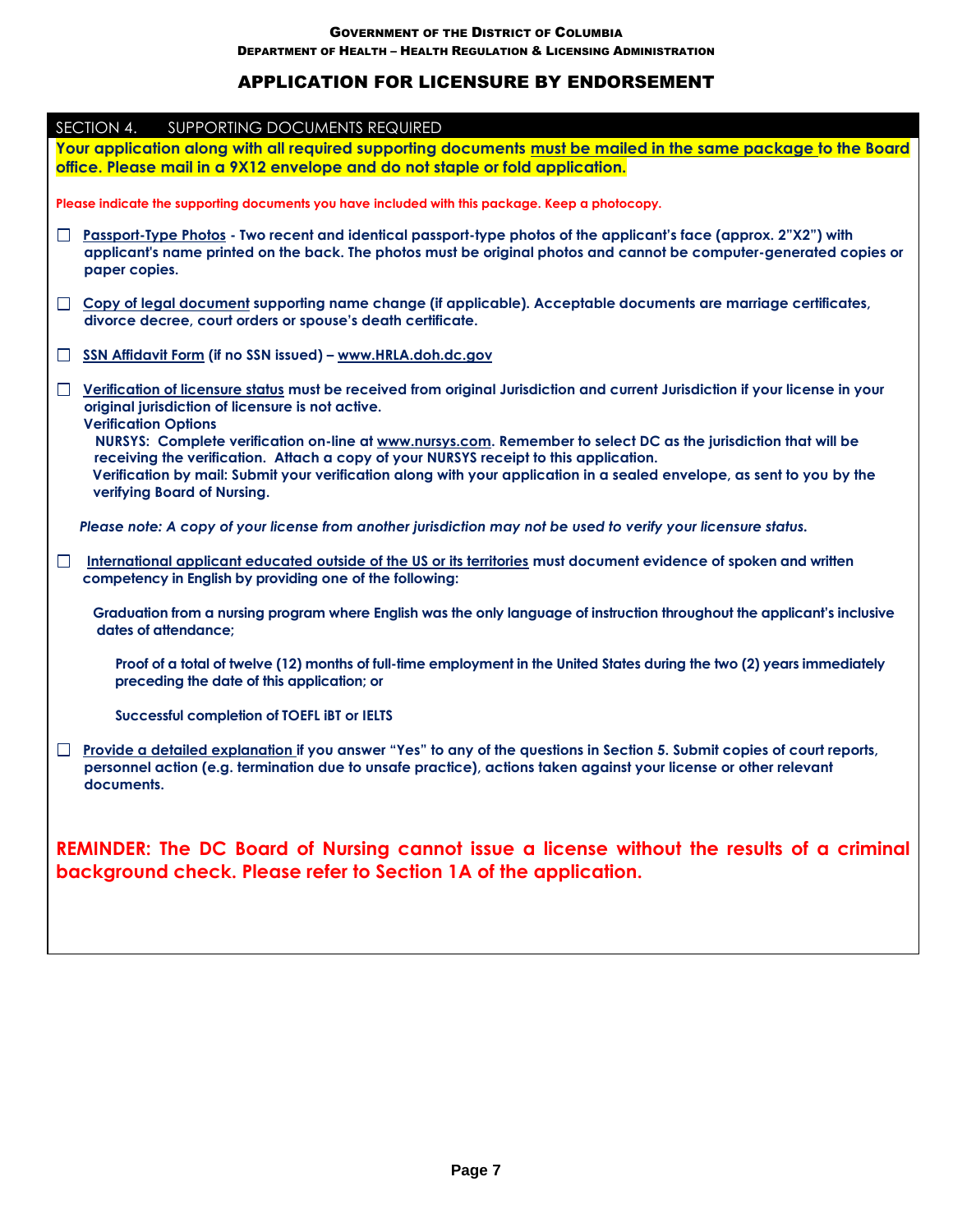**Government of the District of Columbia**
**Department of Health – Health Regulation & Licensing Administration**

# APPLICATION FOR LICENSURE BY ENDORSEMENT

## SECTION 4. SUPPORTING DOCUMENTS REQUIRED

**Your application along with all required supporting documents must be mailed in the same package to the Board office. Please mail in a 9X12 envelope and do not staple or fold application.**

**Please indicate the supporting documents you have included with this package. Keep a photocopy.**

- ☐ **Passport-Type Photos - Two recent and identical passport-type photos of the applicant's face (approx. 2"X2") with applicant's name printed on the back. The photos must be original photos and cannot be computer-generated copies or paper copies.**

- ☐ **Copy of legal document supporting name change (if applicable). Acceptable documents are marriage certificates, divorce decree, court orders or spouse's death certificate.**

- ☐ **SSN Affidavit Form (if no SSN issued) – www.HRLA.doh.dc.gov**

- ☐ **Verification of licensure status must be received from original Jurisdiction and current Jurisdiction if your license in your original jurisdiction of licensure is not active.**
  **Verification Options**
  **NURSYS: Complete verification on-line at www.nursys.com. Remember to select DC as the jurisdiction that will be receiving the verification. Attach a copy of your NURSYS receipt to this application.**
  **Verification by mail: Submit your verification along with your application in a sealed envelope, as sent to you by the verifying Board of Nursing.**

***Please note: A copy of your license from another jurisdiction may not be used to verify your licensure status.***

- ☐ **International applicant educated outside of the US or its territories must document evidence of spoken and written competency in English by providing one of the following:**

  **Graduation from a nursing program where English was the only language of instruction throughout the applicant's inclusive dates of attendance;**

  **Proof of a total of twelve (12) months of full-time employment in the United States during the two (2) years immediately preceding the date of this application; or**

  **Successful completion of TOEFL iBT or IELTS**

- ☐ **Provide a detailed explanation if you answer "Yes" to any of the questions in Section 5. Submit copies of court reports, personnel action (e.g. termination due to unsafe practice), actions taken against your license or other relevant documents.**

**REMINDER: The DC Board of Nursing cannot issue a license without the results of a criminal background check. Please refer to Section 1A of the application.**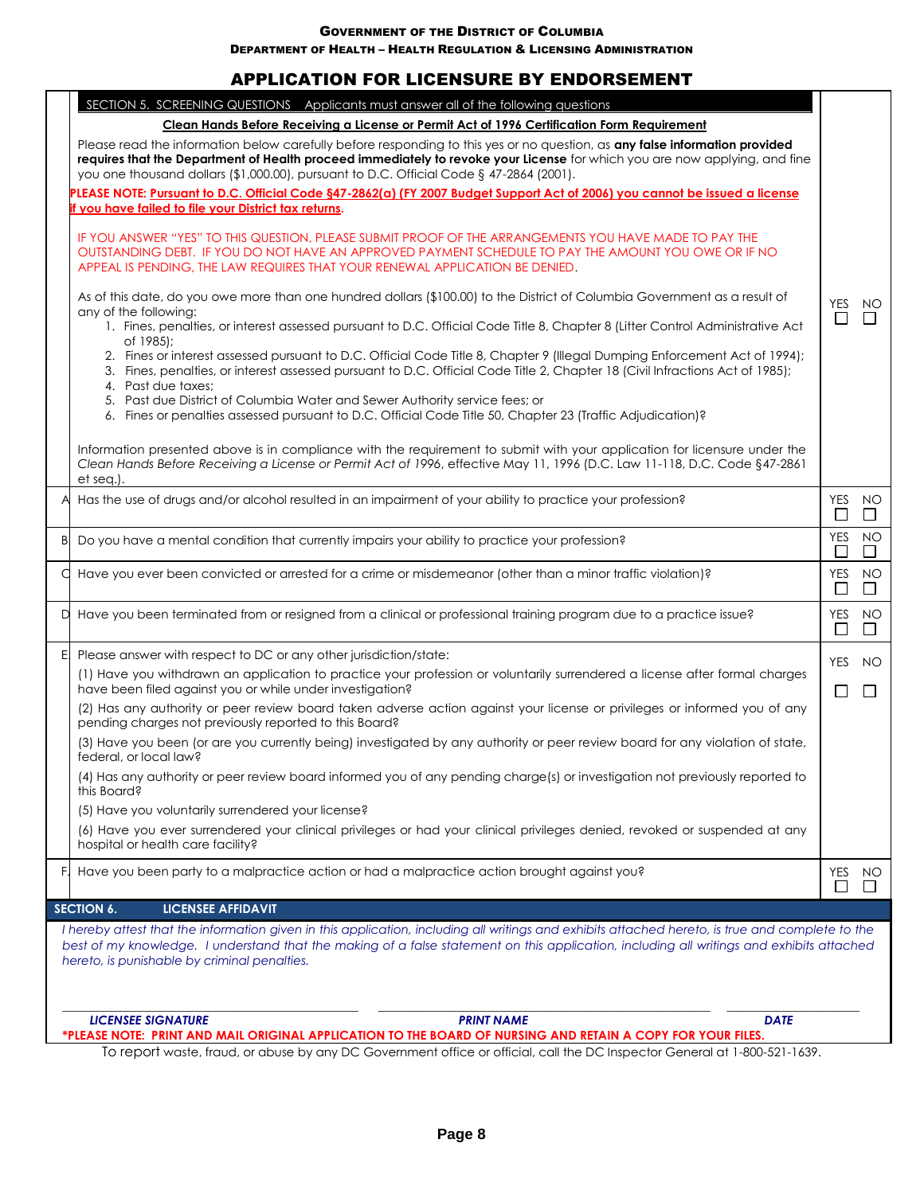**GOVERNMENT OF THE DISTRICT OF COLUMBIA**
**DEPARTMENT OF HEALTH – HEALTH REGULATION & LICENSING ADMINISTRATION**

# APPLICATION FOR LICENSURE BY ENDORSEMENT

## SECTION 5. SCREENING QUESTIONS Applicants must answer all of the following questions

**Clean Hands Before Receiving a License or Permit Act of 1996 Certification Form Requirement**

Please read the information below carefully before responding to this yes or no question, as **any false information provided requires that the Department of Health proceed immediately to revoke your License** for which you are now applying, and fine you one thousand dollars ($1,000.00), pursuant to D.C. Official Code § 47-2864 (2001).

**PLEASE NOTE: Pursuant to D.C. Official Code §47-2862(a) (FY 2007 Budget Support Act of 2006) you cannot be issued a license if you have failed to file your District tax returns.**

IF YOU ANSWER "YES" TO THIS QUESTION, PLEASE SUBMIT PROOF OF THE ARRANGEMENTS YOU HAVE MADE TO PAY THE OUTSTANDING DEBT. IF YOU DO NOT HAVE AN APPROVED PAYMENT SCHEDULE TO PAY THE AMOUNT YOU OWE OR IF NO APPEAL IS PENDING, THE LAW REQUIRES THAT YOUR RENEWAL APPLICATION BE DENIED.

As of this date, do you owe more than one hundred dollars ($100.00) to the District of Columbia Government as a result of any of the following: ☐ YES ☐ NO

1. Fines, penalties, or interest assessed pursuant to D.C. Official Code Title 8, Chapter 8 (Litter Control Administrative Act of 1985);
2. Fines or interest assessed pursuant to D.C. Official Code Title 8, Chapter 9 (Illegal Dumping Enforcement Act of 1994);
3. Fines, penalties, or interest assessed pursuant to D.C. Official Code Title 2, Chapter 18 (Civil Infractions Act of 1985);
4. Past due taxes;
5. Past due District of Columbia Water and Sewer Authority service fees; or
6. Fines or penalties assessed pursuant to D.C. Official Code Title 50, Chapter 23 (Traffic Adjudication)?

Information presented above is in compliance with the requirement to submit with your application for licensure under the *Clean Hands Before Receiving a License or Permit Act of 1996*, effective May 11, 1996 (D.C. Law 11-118, D.C. Code §47-2861 et seq.).

| | Question | YES | NO |
|---|---|---|---|
| A | Has the use of drugs and/or alcohol resulted in an impairment of your ability to practice your profession? | ☐ | ☐ |
| B | Do you have a mental condition that currently impairs your ability to practice your profession? | ☐ | ☐ |
| C | Have you ever been convicted or arrested for a crime or misdemeanor (other than a minor traffic violation)? | ☐ | ☐ |
| D | Have you been terminated from or resigned from a clinical or professional training program due to a practice issue? | ☐ | ☐ |
| E | Please answer with respect to DC or any other jurisdiction/state:<br>(1) Have you withdrawn an application to practice your profession or voluntarily surrendered a license after formal charges have been filed against you or while under investigation?<br>(2) Has any authority or peer review board taken adverse action against your license or privileges or informed you of any pending charges not previously reported to this Board?<br>(3) Have you been (or are you currently being) investigated by any authority or peer review board for any violation of state, federal, or local law?<br>(4) Has any authority or peer review board informed you of any pending charge(s) or investigation not previously reported to this Board?<br>(5) Have you voluntarily surrendered your license?<br>(6) Have you ever surrendered your clinical privileges or had your clinical privileges denied, revoked or suspended at any hospital or health care facility? | ☐ | ☐ |
| F | Have you been party to a malpractice action or had a malpractice action brought against you? | ☐ | ☐ |

## SECTION 6. LICENSEE AFFIDAVIT

*I hereby attest that the information given in this application, including all writings and exhibits attached hereto, is true and complete to the best of my knowledge. I understand that the making of a false statement on this application, including all writings and exhibits attached hereto, is punishable by criminal penalties.*

_______________________ _______________________ _______________

***LICENSEE SIGNATURE*** ***PRINT NAME*** ***DATE***

**\*PLEASE NOTE: PRINT AND MAIL ORIGINAL APPLICATION TO THE BOARD OF NURSING AND RETAIN A COPY FOR YOUR FILES.**

To report waste, fraud, or abuse by any DC Government office or official, call the DC Inspector General at 1-800-521-1639.